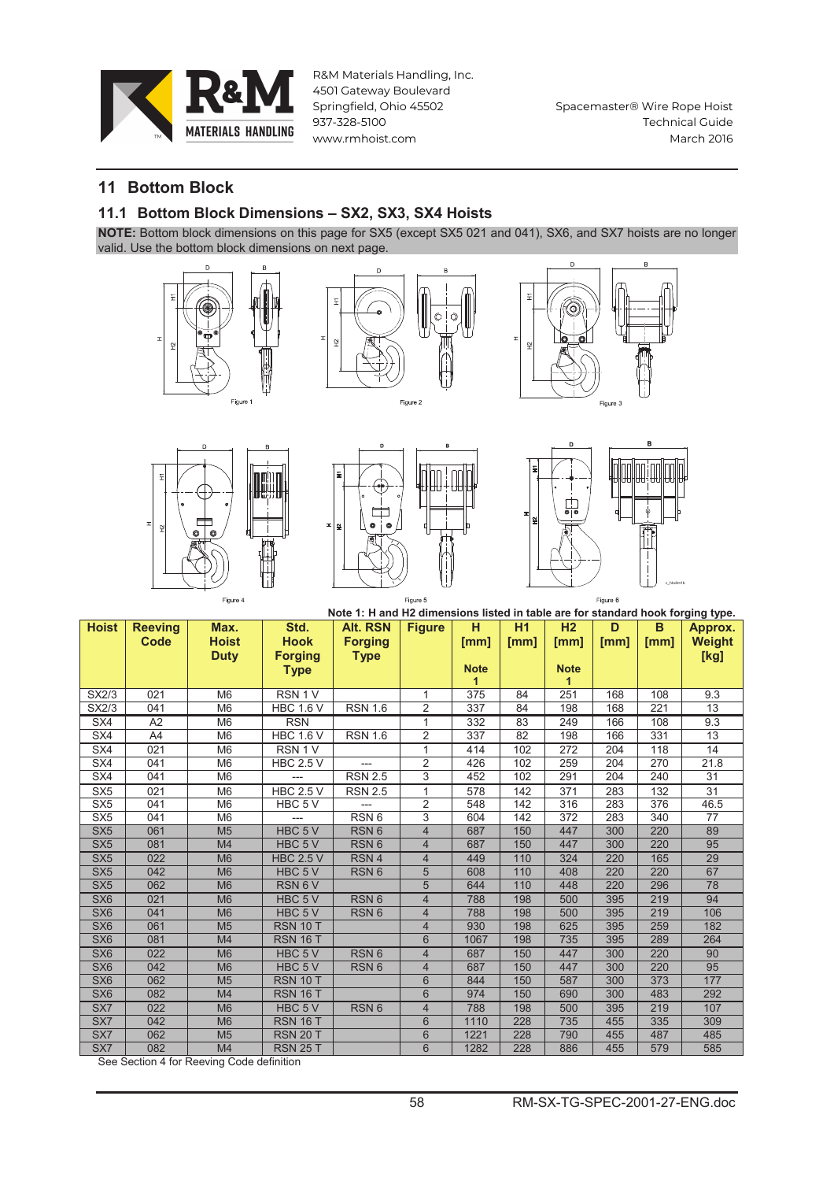# 11 Bottom Block

## 11.1 Bottom Block Dimensions – SX2, SX3, SX4 Hoists

**NOTE:** Bottom block dimensions on this page for SX5 (except SX5 021 and 041), SX6, and SX7 hoists are no longer valid. Use the bottom block dimensions on next page.

Figure 1

Figure 2

Figure 3

Figure 4

Figure 5

Figure 6

**Note 1: H and H2 dimensions listed in table are for standard hook forging type.**

| Hoist | Reeving Code | Max. Hoist Duty | Std. Hook Forging Type | Alt. RSN Forging Type | Figure | H [mm] Note 1 | H1 [mm] | H2 [mm] Note 1 | D [mm] | B [mm] | Approx. Weight [kg] |
|---|---|---|---|---|---|---|---|---|---|---|---|
| SX2/3 | 021 | M6 | RSN 1 V | | 1 | 375 | 84 | 251 | 168 | 108 | 9.3 |
| SX2/3 | 041 | M6 | HBC 1.6 V | RSN 1.6 | 2 | 337 | 84 | 198 | 168 | 221 | 13 |
| SX4 | A2 | M6 | RSN | | 1 | 332 | 83 | 249 | 166 | 108 | 9.3 |
| SX4 | A4 | M6 | HBC 1.6 V | RSN 1.6 | 2 | 337 | 82 | 198 | 166 | 331 | 13 |
| SX4 | 021 | M6 | RSN 1 V | | 1 | 414 | 102 | 272 | 204 | 118 | 14 |
| SX4 | 041 | M6 | HBC 2.5 V | --- | 2 | 426 | 102 | 259 | 204 | 270 | 21.8 |
| SX4 | 041 | M6 | --- | RSN 2.5 | 3 | 452 | 102 | 291 | 204 | 240 | 31 |
| SX5 | 021 | M6 | HBC 2.5 V | RSN 2.5 | 1 | 578 | 142 | 371 | 283 | 132 | 31 |
| SX5 | 041 | M6 | HBC 5 V | --- | 2 | 548 | 142 | 316 | 283 | 376 | 46.5 |
| SX5 | 041 | M6 | --- | RSN 6 | 3 | 604 | 142 | 372 | 283 | 340 | 77 |
| SX5 | 061 | M5 | HBC 5 V | RSN 6 | 4 | 687 | 150 | 447 | 300 | 220 | 89 |
| SX5 | 081 | M4 | HBC 5 V | RSN 6 | 4 | 687 | 150 | 447 | 300 | 220 | 95 |
| SX5 | 022 | M6 | HBC 2.5 V | RSN 4 | 4 | 449 | 110 | 324 | 220 | 165 | 29 |
| SX5 | 042 | M6 | HBC 5 V | RSN 6 | 5 | 608 | 110 | 408 | 220 | 220 | 67 |
| SX5 | 062 | M6 | RSN 6 V | | 5 | 644 | 110 | 448 | 220 | 296 | 78 |
| SX6 | 021 | M6 | HBC 5 V | RSN 6 | 4 | 788 | 198 | 500 | 395 | 219 | 94 |
| SX6 | 041 | M6 | HBC 5 V | RSN 6 | 4 | 788 | 198 | 500 | 395 | 219 | 106 |
| SX6 | 061 | M5 | RSN 10 T | | 4 | 930 | 198 | 625 | 395 | 259 | 182 |
| SX6 | 081 | M4 | RSN 16 T | | 6 | 1067 | 198 | 735 | 395 | 289 | 264 |
| SX6 | 022 | M6 | HBC 5 V | RSN 6 | 4 | 687 | 150 | 447 | 300 | 220 | 90 |
| SX6 | 042 | M6 | HBC 5 V | RSN 6 | 4 | 687 | 150 | 447 | 300 | 220 | 95 |
| SX6 | 062 | M5 | RSN 10 T | | 6 | 844 | 150 | 587 | 300 | 373 | 177 |
| SX6 | 082 | M4 | RSN 16 T | | 6 | 974 | 150 | 690 | 300 | 483 | 292 |
| SX7 | 022 | M6 | HBC 5 V | RSN 6 | 4 | 788 | 198 | 500 | 395 | 219 | 107 |
| SX7 | 042 | M6 | RSN 16 T | | 6 | 1110 | 228 | 735 | 455 | 335 | 309 |
| SX7 | 062 | M5 | RSN 20 T | | 6 | 1221 | 228 | 790 | 455 | 487 | 485 |
| SX7 | 082 | M4 | RSN 25 T | | 6 | 1282 | 228 | 886 | 455 | 579 | 585 |

See Section 4 for Reeving Code definition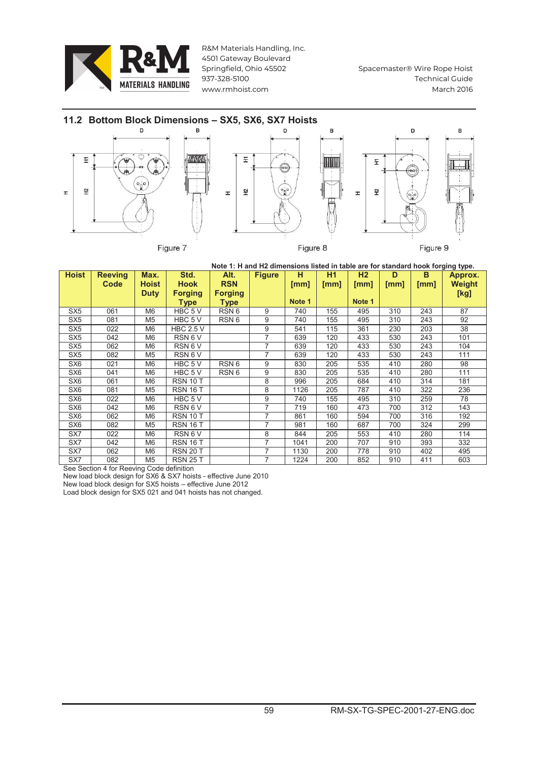## 11.2 Bottom Block Dimensions – SX5, SX6, SX7 Hoists

Figure 7

Figure 8

Figure 9

**Note 1: H and H2 dimensions listed in table are for standard hook forging type.**

| Hoist | Reeving Code | Max. Hoist Duty | Std. Hook Forging Type | Alt. RSN Forging Type | Figure | H [mm] Note 1 | H1 [mm] | H2 [mm] Note 1 | D [mm] | B [mm] | Approx. Weight [kg] |
|---|---|---|---|---|---|---|---|---|---|---|---|
| SX5 | 061 | M6 | HBC 5 V | RSN 6 | 9 | 740 | 155 | 495 | 310 | 243 | 87 |
| SX5 | 081 | M5 | HBC 5 V | RSN 6 | 9 | 740 | 155 | 495 | 310 | 243 | 92 |
| SX5 | 022 | M6 | HBC 2.5 V | | 9 | 541 | 115 | 361 | 230 | 203 | 38 |
| SX5 | 042 | M6 | RSN 6 V | | 7 | 639 | 120 | 433 | 530 | 243 | 101 |
| SX5 | 062 | M6 | RSN 6 V | | 7 | 639 | 120 | 433 | 530 | 243 | 104 |
| SX5 | 082 | M5 | RSN 6 V | | 7 | 639 | 120 | 433 | 530 | 243 | 111 |
| SX6 | 021 | M6 | HBC 5 V | RSN 6 | 9 | 830 | 205 | 535 | 410 | 280 | 98 |
| SX6 | 041 | M6 | HBC 5 V | RSN 6 | 9 | 830 | 205 | 535 | 410 | 280 | 111 |
| SX6 | 061 | M6 | RSN 10 T | | 8 | 996 | 205 | 684 | 410 | 314 | 181 |
| SX6 | 081 | M5 | RSN 16 T | | 8 | 1126 | 205 | 787 | 410 | 322 | 236 |
| SX6 | 022 | M6 | HBC 5 V | | 9 | 740 | 155 | 495 | 310 | 259 | 78 |
| SX6 | 042 | M6 | RSN 6 V | | 7 | 719 | 160 | 473 | 700 | 312 | 143 |
| SX6 | 062 | M6 | RSN 10 T | | 7 | 861 | 160 | 594 | 700 | 316 | 192 |
| SX6 | 082 | M5 | RSN 16 T | | 7 | 981 | 160 | 687 | 700 | 324 | 299 |
| SX7 | 022 | M6 | RSN 6 V | | 8 | 844 | 205 | 553 | 410 | 280 | 114 |
| SX7 | 042 | M6 | RSN 16 T | | 7 | 1041 | 200 | 707 | 910 | 393 | 332 |
| SX7 | 062 | M6 | RSN 20 T | | 7 | 1130 | 200 | 778 | 910 | 402 | 495 |
| SX7 | 082 | M5 | RSN 25 T | | 7 | 1224 | 200 | 852 | 910 | 411 | 603 |

See Section 4 for Reeving Code definition
New load block design for SX6 & SX7 hoists - effective June 2010
New load block design for SX5 hoists – effective June 2012
Load block design for SX5 021 and 041 hoists has not changed.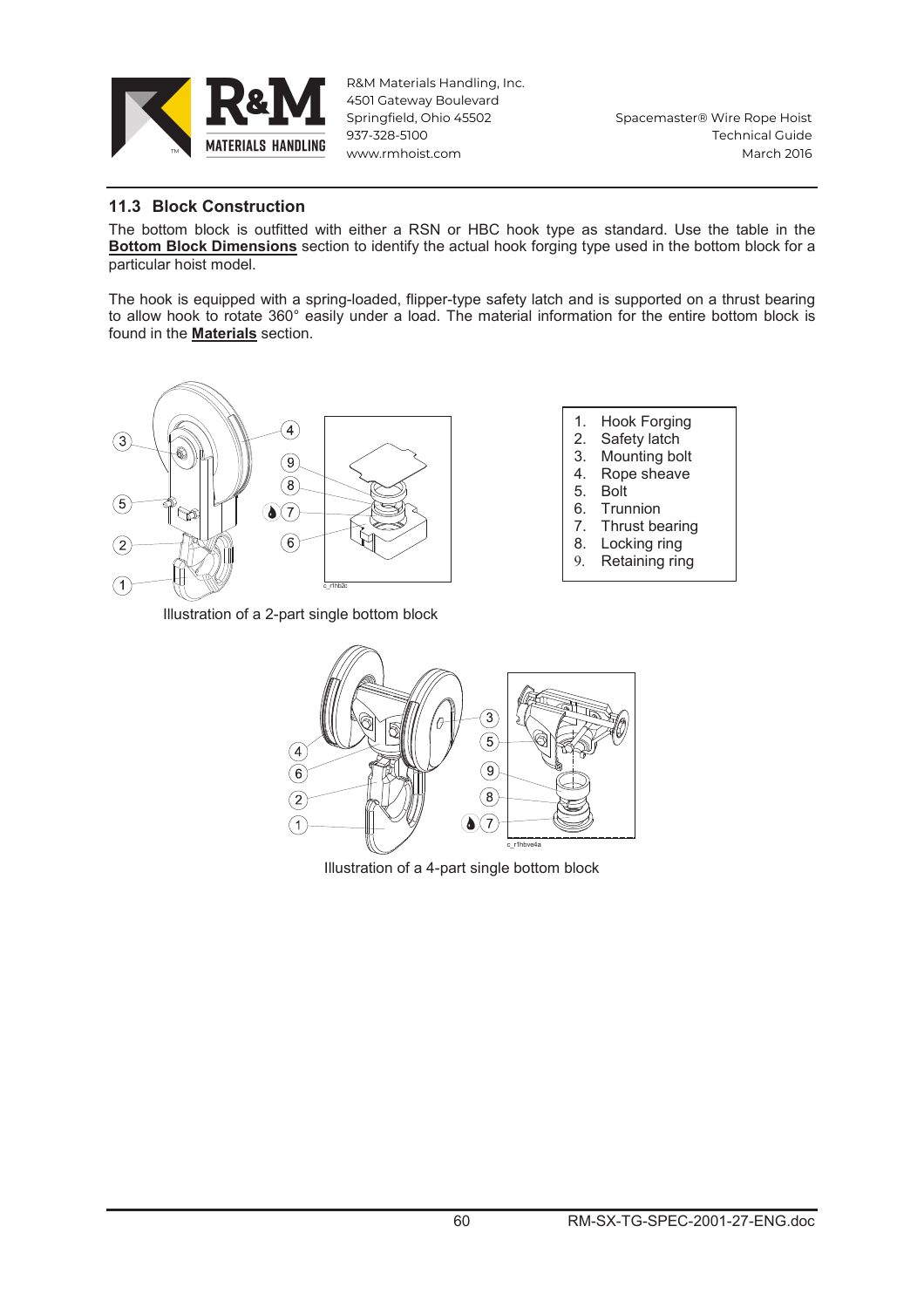## 11.3 Block Construction

The bottom block is outfitted with either a RSN or HBC hook type as standard. Use the table in the **Bottom Block Dimensions** section to identify the actual hook forging type used in the bottom block for a particular hoist model.

The hook is equipped with a spring-loaded, flipper-type safety latch and is supported on a thrust bearing to allow hook to rotate 360° easily under a load. The material information for the entire bottom block is found in the **Materials** section.

1. Hook Forging
2. Safety latch
3. Mounting bolt
4. Rope sheave
5. Bolt
6. Trunnion
7. Thrust bearing
8. Locking ring
9. Retaining ring

Illustration of a 2-part single bottom block

Illustration of a 4-part single bottom block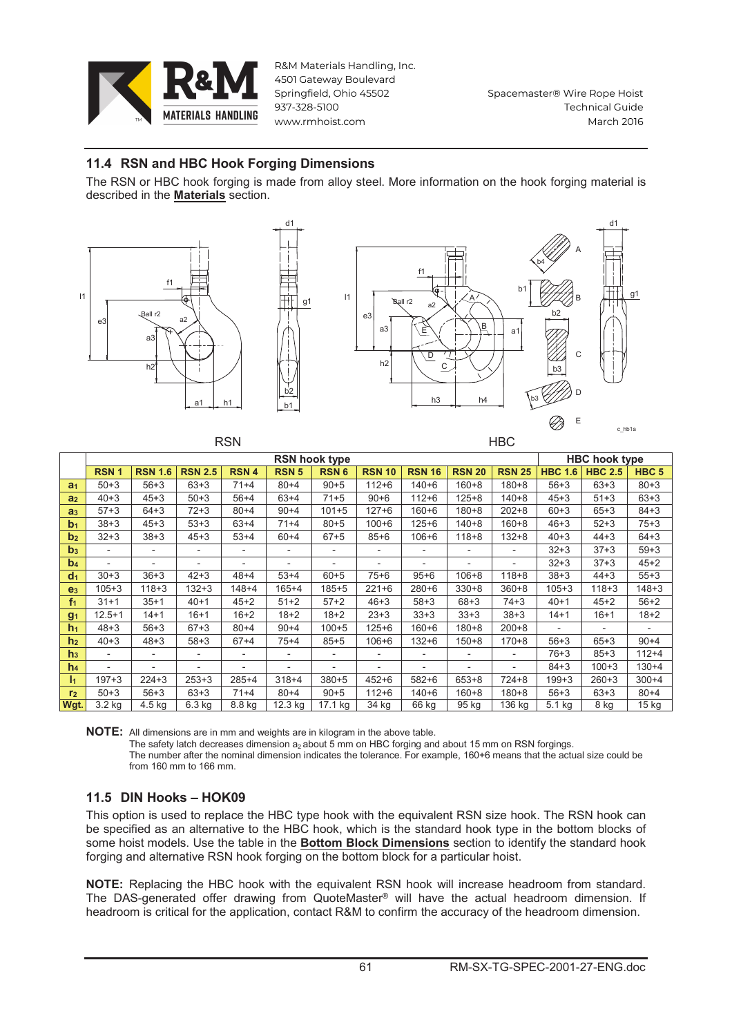## 11.4 RSN and HBC Hook Forging Dimensions

The RSN or HBC hook forging is made from alloy steel. More information on the hook forging material is described in the **Materials** section.

RSN HBC

| | RSN hook type | | | | | | | | | | HBC hook type | | |
|---|---|---|---|---|---|---|---|---|---|---|---|---|---|
| | RSN 1 | RSN 1.6 | RSN 2.5 | RSN 4 | RSN 5 | RSN 6 | RSN 10 | RSN 16 | RSN 20 | RSN 25 | HBC 1.6 | HBC 2.5 | HBC 5 |
| $a_1$ | 50+3 | 56+3 | 63+3 | 71+4 | 80+4 | 90+5 | 112+6 | 140+6 | 160+8 | 180+8 | 56+3 | 63+3 | 80+3 |
| $a_2$ | 40+3 | 45+3 | 50+3 | 56+4 | 63+4 | 71+5 | 90+6 | 112+6 | 125+8 | 140+8 | 45+3 | 51+3 | 63+3 |
| $a_3$ | 57+3 | 64+3 | 72+3 | 80+4 | 90+4 | 101+5 | 127+6 | 160+6 | 180+8 | 202+8 | 60+3 | 65+3 | 84+3 |
| $b_1$ | 38+3 | 45+3 | 53+3 | 63+4 | 71+4 | 80+5 | 100+6 | 125+6 | 140+8 | 160+8 | 46+3 | 52+3 | 75+3 |
| $b_2$ | 32+3 | 38+3 | 45+3 | 53+4 | 60+4 | 67+5 | 85+6 | 106+6 | 118+8 | 132+8 | 40+3 | 44+3 | 64+3 |
| $b_3$ | - | - | - | - | - | - | - | - | - | - | 32+3 | 37+3 | 59+3 |
| $b_4$ | - | - | - | - | - | - | - | - | - | - | 32+3 | 37+3 | 45+2 |
| $d_1$ | 30+3 | 36+3 | 42+3 | 48+4 | 53+4 | 60+5 | 75+6 | 95+6 | 106+8 | 118+8 | 38+3 | 44+3 | 55+3 |
| $e_3$ | 105+3 | 118+3 | 132+3 | 148+4 | 165+4 | 185+5 | 221+6 | 280+6 | 330+8 | 360+8 | 105+3 | 118+3 | 148+3 |
| $f_1$ | 31+1 | 35+1 | 40+1 | 45+2 | 51+2 | 57+2 | 46+3 | 58+3 | 68+3 | 74+3 | 40+1 | 45+2 | 56+2 |
| $g_1$ | 12.5+1 | 14+1 | 16+1 | 16+2 | 18+2 | 18+2 | 23+3 | 33+3 | 33+3 | 38+3 | 14+1 | 16+1 | 18+2 |
| $h_1$ | 48+3 | 56+3 | 67+3 | 80+4 | 90+4 | 100+5 | 125+6 | 160+6 | 180+8 | 200+8 | - | - | - |
| $h_2$ | 40+3 | 48+3 | 58+3 | 67+4 | 75+4 | 85+5 | 106+6 | 132+6 | 150+8 | 170+8 | 56+3 | 65+3 | 90+4 |
| $h_3$ | - | - | - | - | - | - | - | - | - | - | 76+3 | 85+3 | 112+4 |
| $h_4$ | - | - | - | - | - | - | - | - | - | - | 84+3 | 100+3 | 130+4 |
| $l_1$ | 197+3 | 224+3 | 253+3 | 285+4 | 318+4 | 380+5 | 452+6 | 582+6 | 653+8 | 724+8 | 199+3 | 260+3 | 300+4 |
| $r_2$ | 50+3 | 56+3 | 63+3 | 71+4 | 80+4 | 90+5 | 112+6 | 140+6 | 160+8 | 180+8 | 56+3 | 63+3 | 80+4 |
| Wgt. | 3.2 kg | 4.5 kg | 6.3 kg | 8.8 kg | 12.3 kg | 17.1 kg | 34 kg | 66 kg | 95 kg | 136 kg | 5.1 kg | 8 kg | 15 kg |

**NOTE:** All dimensions are in mm and weights are in kilogram in the above table.
The safety latch decreases dimension $a_2$ about 5 mm on HBC forging and about 15 mm on RSN forgings.
The number after the nominal dimension indicates the tolerance. For example, 160+6 means that the actual size could be from 160 mm to 166 mm.

## 11.5 DIN Hooks – HOK09

This option is used to replace the HBC type hook with the equivalent RSN size hook. The RSN hook can be specified as an alternative to the HBC hook, which is the standard hook type in the bottom blocks of some hoist models. Use the table in the **Bottom Block Dimensions** section to identify the standard hook forging and alternative RSN hook forging on the bottom block for a particular hoist.

**NOTE:** Replacing the HBC hook with the equivalent RSN hook will increase headroom from standard. The DAS-generated offer drawing from QuoteMaster® will have the actual headroom dimension. If headroom is critical for the application, contact R&M to confirm the accuracy of the headroom dimension.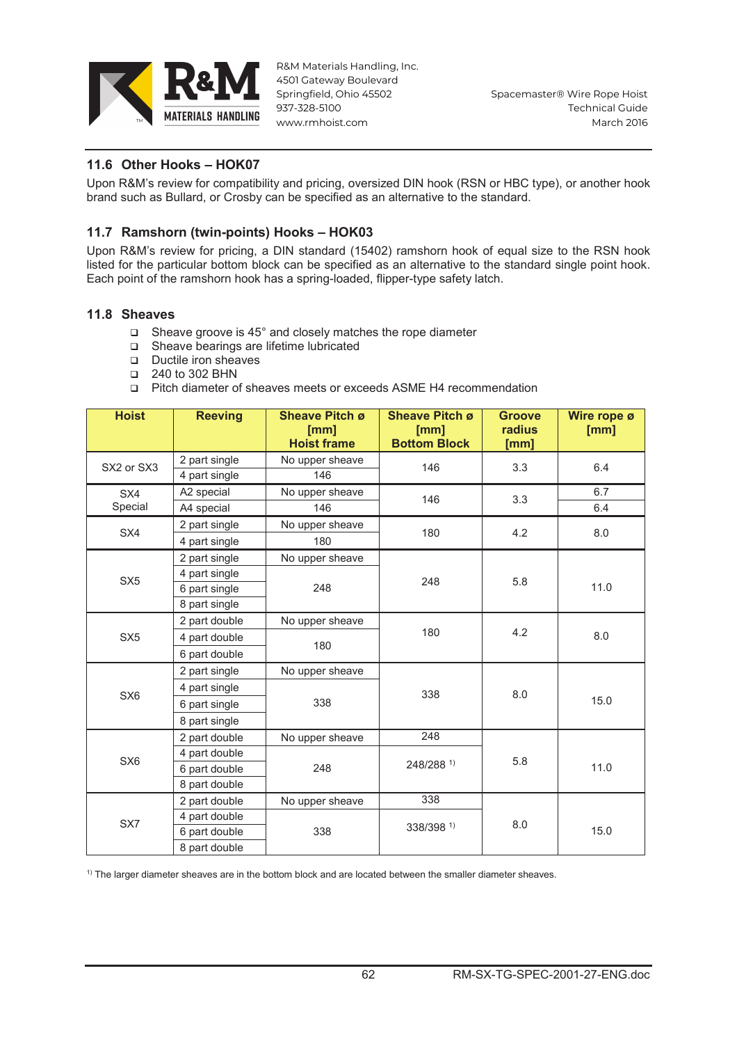## 11.6 Other Hooks – HOK07

Upon R&M's review for compatibility and pricing, oversized DIN hook (RSN or HBC type), or another hook brand such as Bullard, or Crosby can be specified as an alternative to the standard.

## 11.7 Ramshorn (twin-points) Hooks – HOK03

Upon R&M's review for pricing, a DIN standard (15402) ramshorn hook of equal size to the RSN hook listed for the particular bottom block can be specified as an alternative to the standard single point hook. Each point of the ramshorn hook has a spring-loaded, flipper-type safety latch.

## 11.8 Sheaves

- Sheave groove is 45° and closely matches the rope diameter
- Sheave bearings are lifetime lubricated
- Ductile iron sheaves
- 240 to 302 BHN
- Pitch diameter of sheaves meets or exceeds ASME H4 recommendation

| Hoist | Reeving | Sheave Pitch ø [mm] Hoist frame | Sheave Pitch ø [mm] Bottom Block | Groove radius [mm] | Wire rope ø [mm] |
|---|---|---|---|---|---|
| SX2 or SX3 | 2 part single | No upper sheave | 146 | 3.3 | 6.4 |
| | 4 part single | 146 | | | |
| SX4 Special | A2 special | No upper sheave | 146 | 3.3 | 6.7 |
| | A4 special | 146 | | | 6.4 |
| SX4 | 2 part single | No upper sheave | 180 | 4.2 | 8.0 |
| | 4 part single | 180 | | | |
| SX5 | 2 part single | No upper sheave | 248 | 5.8 | 11.0 |
| | 4 part single | 248 | | | |
| | 6 part single | | | | |
| | 8 part single | | | | |
| SX5 | 2 part double | No upper sheave | 180 | 4.2 | 8.0 |
| | 4 part double | 180 | | | |
| | 6 part double | | | | |
| SX6 | 2 part single | No upper sheave | 338 | 8.0 | 15.0 |
| | 4 part single | 338 | | | |
| | 6 part single | | | | |
| | 8 part single | | | | |
| SX6 | 2 part double | No upper sheave | 248 | 5.8 | 11.0 |
| | 4 part double | 248 | 248/288 [1] | | |
| | 6 part double | | | | |
| | 8 part double | | | | |
| SX7 | 2 part double | No upper sheave | 338 | 8.0 | 15.0 |
| | 4 part double | 338 | 338/398 [1] | | |
| | 6 part double | | | | |
| | 8 part double | | | | |

[1] The larger diameter sheaves are in the bottom block and are located between the smaller diameter sheaves.